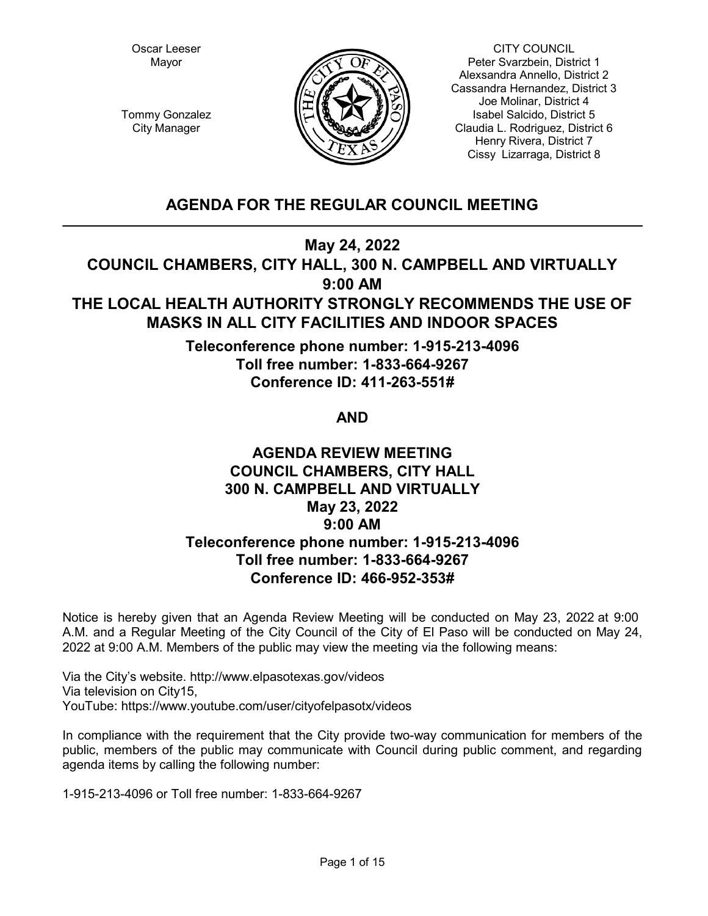Oscar Leeser
Mayor

Tommy Gonzalez
City Manager

CITY COUNCIL
Peter Svarzbein, District 1
Alexsandra Annello, District 2
Cassandra Hernandez, District 3
Joe Molinar, District 4
Isabel Salcido, District 5
Claudia L. Rodriguez, District 6
Henry Rivera, District 7
Cissy Lizarraga, District 8

# AGENDA FOR THE REGULAR COUNCIL MEETING

**May 24, 2022**
**COUNCIL CHAMBERS, CITY HALL, 300 N. CAMPBELL AND VIRTUALLY**
**9:00 AM**
**THE LOCAL HEALTH AUTHORITY STRONGLY RECOMMENDS THE USE OF MASKS IN ALL CITY FACILITIES AND INDOOR SPACES**

**Teleconference phone number: 1-915-213-4096**
**Toll free number: 1-833-664-9267**
**Conference ID: 411-263-551#**

**AND**

**AGENDA REVIEW MEETING**
**COUNCIL CHAMBERS, CITY HALL**
**300 N. CAMPBELL AND VIRTUALLY**
**May 23, 2022**
**9:00 AM**
**Teleconference phone number: 1-915-213-4096**
**Toll free number: 1-833-664-9267**
**Conference ID: 466-952-353#**

Notice is hereby given that an Agenda Review Meeting will be conducted on May 23, 2022 at 9:00 A.M. and a Regular Meeting of the City Council of the City of El Paso will be conducted on May 24, 2022 at 9:00 A.M. Members of the public may view the meeting via the following means:

Via the City's website. http://www.elpasotexas.gov/videos
Via television on City15,
YouTube: https://www.youtube.com/user/cityofelpasotx/videos

In compliance with the requirement that the City provide two-way communication for members of the public, members of the public may communicate with Council during public comment, and regarding agenda items by calling the following number:

1-915-213-4096 or Toll free number: 1-833-664-9267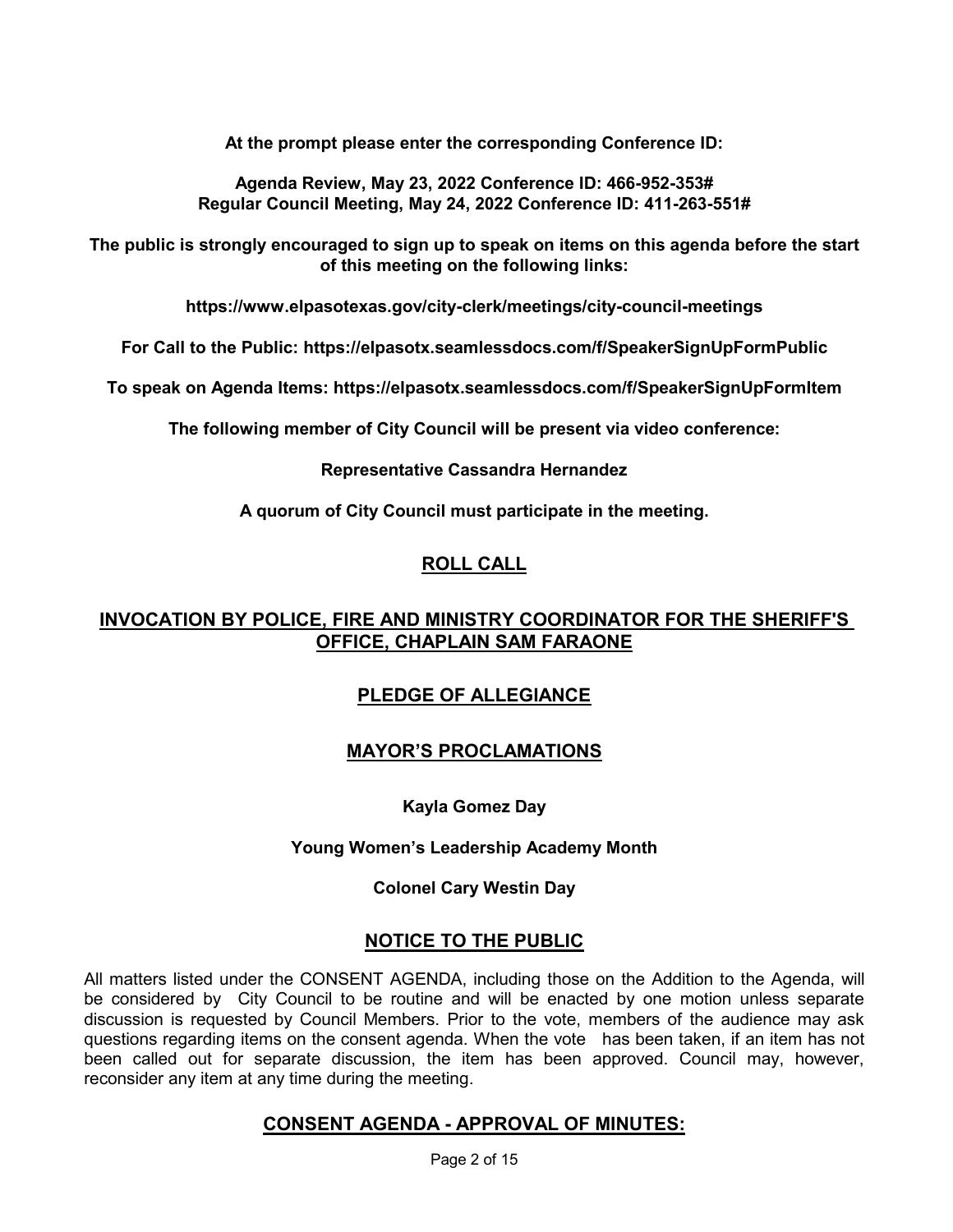**At the prompt please enter the corresponding Conference ID:**

**Agenda Review, May 23, 2022 Conference ID: 466-952-353#**
**Regular Council Meeting, May 24, 2022 Conference ID: 411-263-551#**

**The public is strongly encouraged to sign up to speak on items on this agenda before the start of this meeting on the following links:**

**https://www.elpasotexas.gov/city-clerk/meetings/city-council-meetings**

**For Call to the Public: https://elpasotx.seamlessdocs.com/f/SpeakerSignUpFormPublic**

**To speak on Agenda Items: https://elpasotx.seamlessdocs.com/f/SpeakerSignUpFormItem**

**The following member of City Council will be present via video conference:**

**Representative Cassandra Hernandez**

**A quorum of City Council must participate in the meeting.**

## ROLL CALL

## INVOCATION BY POLICE, FIRE AND MINISTRY COORDINATOR FOR THE SHERIFF'S OFFICE, CHAPLAIN SAM FARAONE

## PLEDGE OF ALLEGIANCE

## MAYOR'S PROCLAMATIONS

**Kayla Gomez Day**

**Young Women's Leadership Academy Month**

**Colonel Cary Westin Day**

## NOTICE TO THE PUBLIC

All matters listed under the CONSENT AGENDA, including those on the Addition to the Agenda, will be considered by City Council to be routine and will be enacted by one motion unless separate discussion is requested by Council Members. Prior to the vote, members of the audience may ask questions regarding items on the consent agenda. When the vote has been taken, if an item has not been called out for separate discussion, the item has been approved. Council may, however, reconsider any item at any time during the meeting.

## CONSENT AGENDA - APPROVAL OF MINUTES: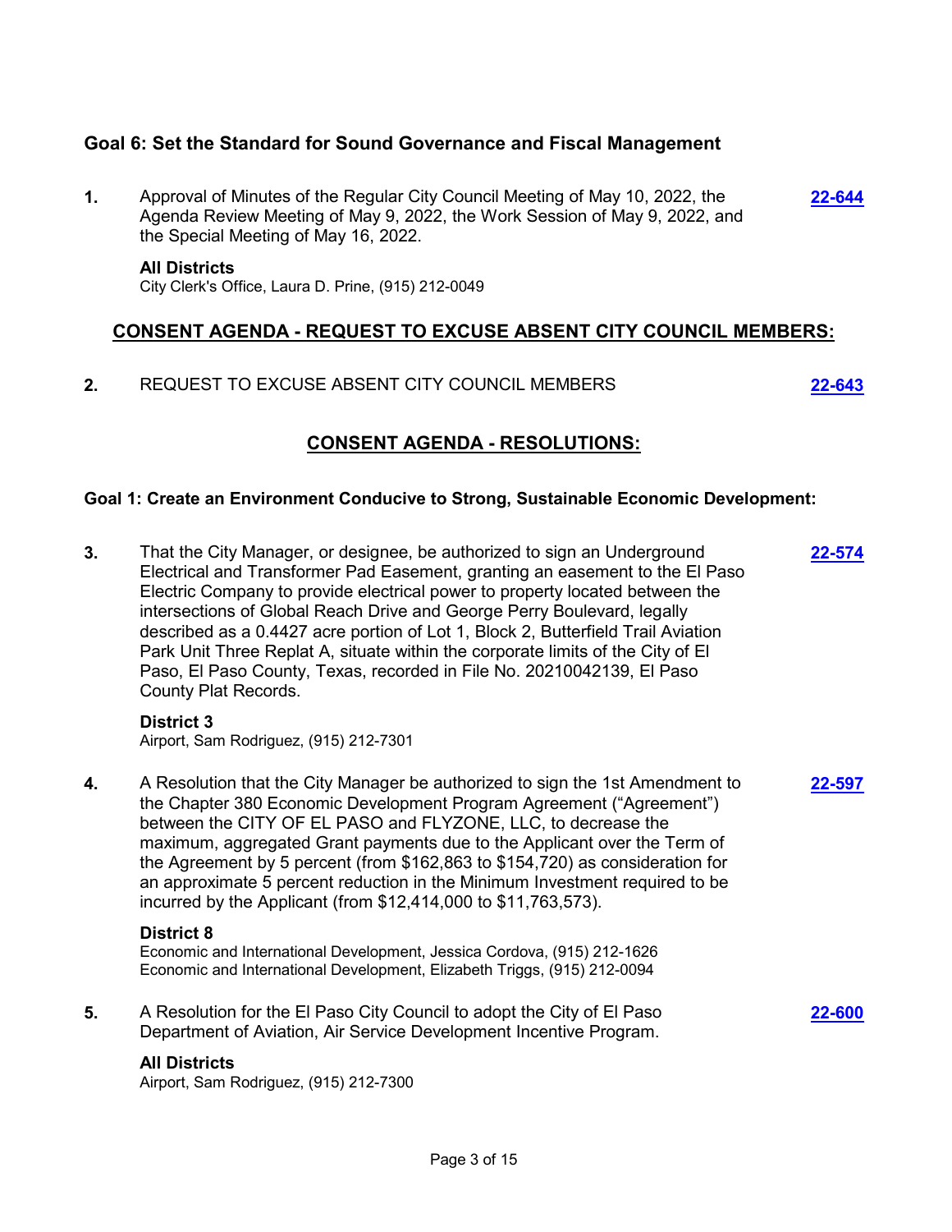## Goal 6: Set the Standard for Sound Governance and Fiscal Management

**1.** Approval of Minutes of the Regular City Council Meeting of May 10, 2022, the Agenda Review Meeting of May 9, 2022, the Work Session of May 9, 2022, and the Special Meeting of May 16, 2022. **22-644**

**All Districts**
City Clerk's Office, Laura D. Prine, (915) 212-0049

## CONSENT AGENDA - REQUEST TO EXCUSE ABSENT CITY COUNCIL MEMBERS:

**2.** REQUEST TO EXCUSE ABSENT CITY COUNCIL MEMBERS **22-643**

## CONSENT AGENDA - RESOLUTIONS:

### Goal 1: Create an Environment Conducive to Strong, Sustainable Economic Development:

**3.** That the City Manager, or designee, be authorized to sign an Underground Electrical and Transformer Pad Easement, granting an easement to the El Paso Electric Company to provide electrical power to property located between the intersections of Global Reach Drive and George Perry Boulevard, legally described as a 0.4427 acre portion of Lot 1, Block 2, Butterfield Trail Aviation Park Unit Three Replat A, situate within the corporate limits of the City of El Paso, El Paso County, Texas, recorded in File No. 20210042139, El Paso County Plat Records. **22-574**

**District 3**
Airport, Sam Rodriguez, (915) 212-7301

**4.** A Resolution that the City Manager be authorized to sign the 1st Amendment to the Chapter 380 Economic Development Program Agreement ("Agreement") between the CITY OF EL PASO and FLYZONE, LLC, to decrease the maximum, aggregated Grant payments due to the Applicant over the Term of the Agreement by 5 percent (from $162,863 to $154,720) as consideration for an approximate 5 percent reduction in the Minimum Investment required to be incurred by the Applicant (from $12,414,000 to $11,763,573). **22-597**

**District 8**
Economic and International Development, Jessica Cordova, (915) 212-1626
Economic and International Development, Elizabeth Triggs, (915) 212-0094

**5.** A Resolution for the El Paso City Council to adopt the City of El Paso Department of Aviation, Air Service Development Incentive Program. **22-600**

**All Districts**
Airport, Sam Rodriguez, (915) 212-7300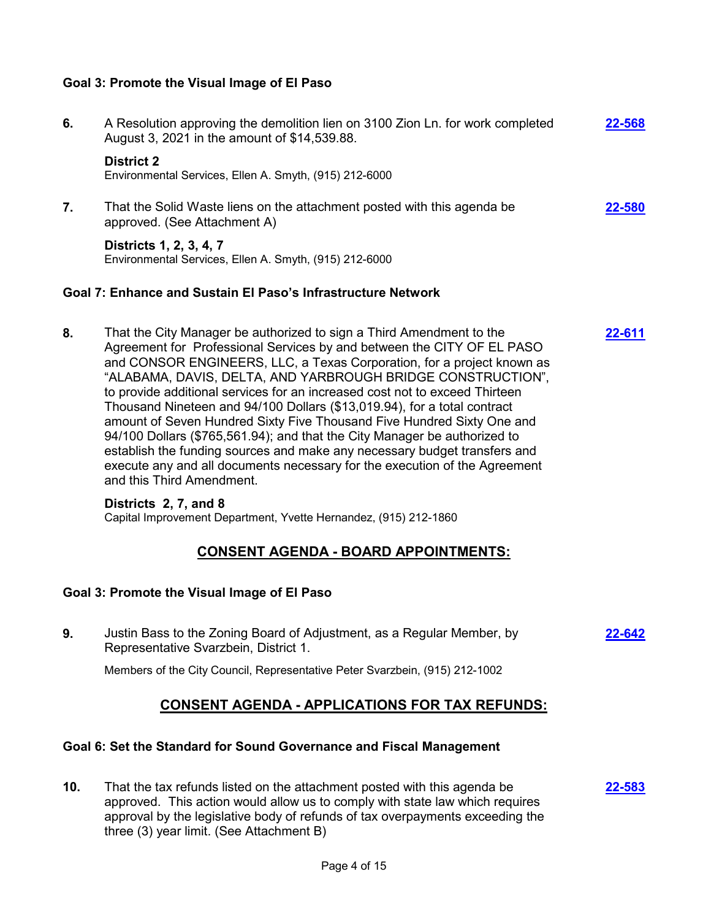### Goal 3: Promote the Visual Image of El Paso

**6.** A Resolution approving the demolition lien on 3100 Zion Ln. for work completed August 3, 2021 in the amount of $14,539.88. **22-568**

**District 2**
Environmental Services, Ellen A. Smyth, (915) 212-6000

**7.** That the Solid Waste liens on the attachment posted with this agenda be approved. (See Attachment A) **22-580**

**Districts 1, 2, 3, 4, 7**
Environmental Services, Ellen A. Smyth, (915) 212-6000

### Goal 7: Enhance and Sustain El Paso's Infrastructure Network

**8.** That the City Manager be authorized to sign a Third Amendment to the Agreement for Professional Services by and between the CITY OF EL PASO and CONSOR ENGINEERS, LLC, a Texas Corporation, for a project known as "ALABAMA, DAVIS, DELTA, AND YARBROUGH BRIDGE CONSTRUCTION", to provide additional services for an increased cost not to exceed Thirteen Thousand Nineteen and 94/100 Dollars ($13,019.94), for a total contract amount of Seven Hundred Sixty Five Thousand Five Hundred Sixty One and 94/100 Dollars ($765,561.94); and that the City Manager be authorized to establish the funding sources and make any necessary budget transfers and execute any and all documents necessary for the execution of the Agreement and this Third Amendment. **22-611**

**Districts 2, 7, and 8**
Capital Improvement Department, Yvette Hernandez, (915) 212-1860

## CONSENT AGENDA - BOARD APPOINTMENTS:

### Goal 3: Promote the Visual Image of El Paso

**9.** Justin Bass to the Zoning Board of Adjustment, as a Regular Member, by Representative Svarzbein, District 1. **22-642**

Members of the City Council, Representative Peter Svarzbein, (915) 212-1002

## CONSENT AGENDA - APPLICATIONS FOR TAX REFUNDS:

### Goal 6: Set the Standard for Sound Governance and Fiscal Management

**10.** That the tax refunds listed on the attachment posted with this agenda be approved. This action would allow us to comply with state law which requires approval by the legislative body of refunds of tax overpayments exceeding the three (3) year limit. (See Attachment B) **22-583**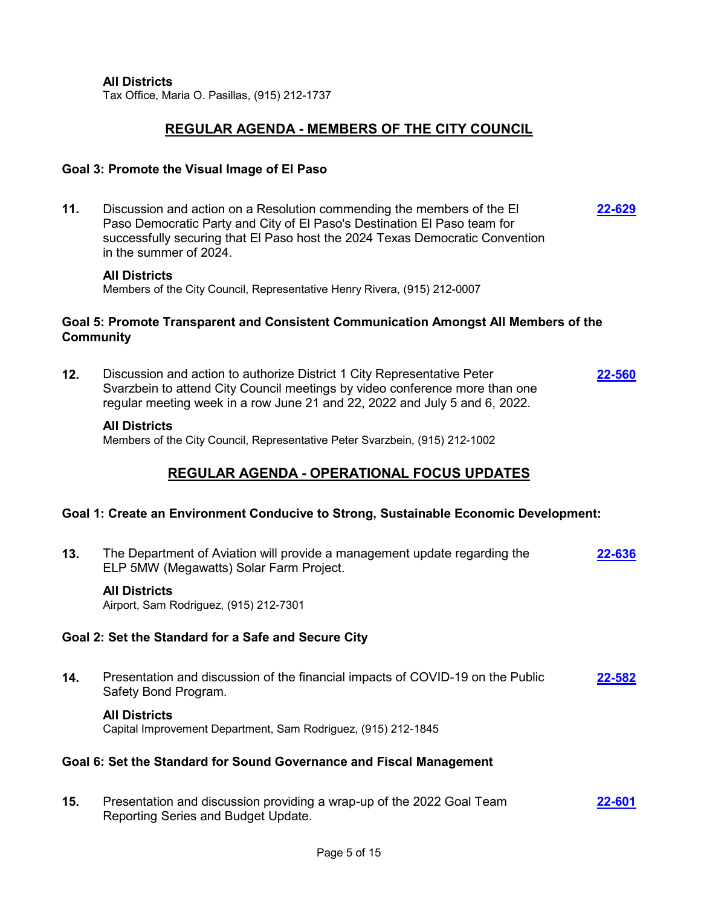**All Districts**
Tax Office, Maria O. Pasillas, (915) 212-1737

## REGULAR AGENDA - MEMBERS OF THE CITY COUNCIL

### Goal 3: Promote the Visual Image of El Paso

**11.** Discussion and action on a Resolution commending the members of the El Paso Democratic Party and City of El Paso's Destination El Paso team for successfully securing that El Paso host the 2024 Texas Democratic Convention in the summer of 2024. **22-629**

**All Districts**
Members of the City Council, Representative Henry Rivera, (915) 212-0007

### Goal 5: Promote Transparent and Consistent Communication Amongst All Members of the Community

**12.** Discussion and action to authorize District 1 City Representative Peter Svarzbein to attend City Council meetings by video conference more than one regular meeting week in a row June 21 and 22, 2022 and July 5 and 6, 2022. **22-560**

**All Districts**
Members of the City Council, Representative Peter Svarzbein, (915) 212-1002

## REGULAR AGENDA - OPERATIONAL FOCUS UPDATES

### Goal 1: Create an Environment Conducive to Strong, Sustainable Economic Development:

**13.** The Department of Aviation will provide a management update regarding the ELP 5MW (Megawatts) Solar Farm Project. **22-636**

**All Districts**
Airport, Sam Rodriguez, (915) 212-7301

### Goal 2: Set the Standard for a Safe and Secure City

**14.** Presentation and discussion of the financial impacts of COVID-19 on the Public Safety Bond Program. **22-582**

**All Districts**
Capital Improvement Department, Sam Rodriguez, (915) 212-1845

### Goal 6: Set the Standard for Sound Governance and Fiscal Management

**15.** Presentation and discussion providing a wrap-up of the 2022 Goal Team Reporting Series and Budget Update. **22-601**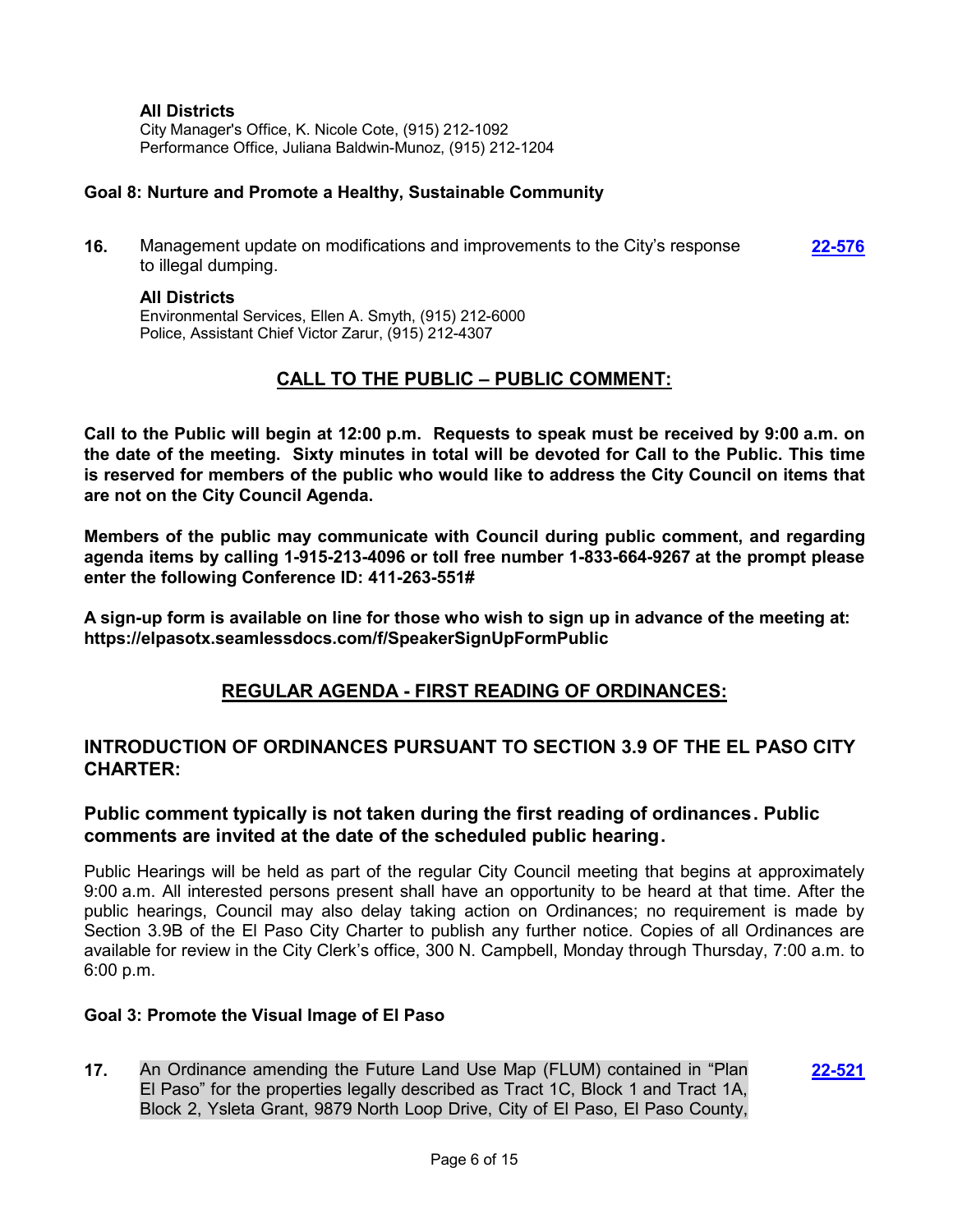**All Districts**
City Manager's Office, K. Nicole Cote, (915) 212-1092
Performance Office, Juliana Baldwin-Munoz, (915) 212-1204

**Goal 8: Nurture and Promote a Healthy, Sustainable Community**

**16.** Management update on modifications and improvements to the City's response to illegal dumping. **22-576**

**All Districts**
Environmental Services, Ellen A. Smyth, (915) 212-6000
Police, Assistant Chief Victor Zarur, (915) 212-4307

## CALL TO THE PUBLIC – PUBLIC COMMENT:

**Call to the Public will begin at 12:00 p.m. Requests to speak must be received by 9:00 a.m. on the date of the meeting. Sixty minutes in total will be devoted for Call to the Public. This time is reserved for members of the public who would like to address the City Council on items that are not on the City Council Agenda.**

**Members of the public may communicate with Council during public comment, and regarding agenda items by calling 1-915-213-4096 or toll free number 1-833-664-9267 at the prompt please enter the following Conference ID: 411-263-551#**

**A sign-up form is available on line for those who wish to sign up in advance of the meeting at: https://elpasotx.seamlessdocs.com/f/SpeakerSignUpFormPublic**

## REGULAR AGENDA - FIRST READING OF ORDINANCES:

### INTRODUCTION OF ORDINANCES PURSUANT TO SECTION 3.9 OF THE EL PASO CITY CHARTER:

### Public comment typically is not taken during the first reading of ordinances. Public comments are invited at the date of the scheduled public hearing.

Public Hearings will be held as part of the regular City Council meeting that begins at approximately 9:00 a.m. All interested persons present shall have an opportunity to be heard at that time. After the public hearings, Council may also delay taking action on Ordinances; no requirement is made by Section 3.9B of the El Paso City Charter to publish any further notice. Copies of all Ordinances are available for review in the City Clerk's office, 300 N. Campbell, Monday through Thursday, 7:00 a.m. to 6:00 p.m.

**Goal 3: Promote the Visual Image of El Paso**

**17.** An Ordinance amending the Future Land Use Map (FLUM) contained in "Plan El Paso" for the properties legally described as Tract 1C, Block 1 and Tract 1A, Block 2, Ysleta Grant, 9879 North Loop Drive, City of El Paso, El Paso County, **22-521**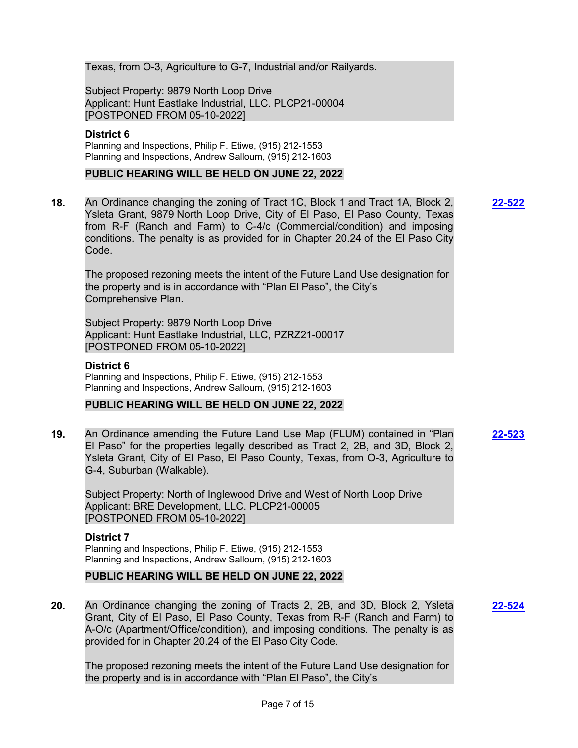Texas, from O-3, Agriculture to G-7, Industrial and/or Railyards.

Subject Property: 9879 North Loop Drive
Applicant: Hunt Eastlake Industrial, LLC. PLCP21-00004
[POSTPONED FROM 05-10-2022]

**District 6**
Planning and Inspections, Philip F. Etiwe, (915) 212-1553
Planning and Inspections, Andrew Salloum, (915) 212-1603

**PUBLIC HEARING WILL BE HELD ON JUNE 22, 2022**

**18.** An Ordinance changing the zoning of Tract 1C, Block 1 and Tract 1A, Block 2, Ysleta Grant, 9879 North Loop Drive, City of El Paso, El Paso County, Texas from R-F (Ranch and Farm) to C-4/c (Commercial/condition) and imposing conditions. The penalty is as provided for in Chapter 20.24 of the El Paso City Code. **22-522**

The proposed rezoning meets the intent of the Future Land Use designation for the property and is in accordance with "Plan El Paso", the City's Comprehensive Plan.

Subject Property: 9879 North Loop Drive
Applicant: Hunt Eastlake Industrial, LLC, PZRZ21-00017
[POSTPONED FROM 05-10-2022]

**District 6**
Planning and Inspections, Philip F. Etiwe, (915) 212-1553
Planning and Inspections, Andrew Salloum, (915) 212-1603

**PUBLIC HEARING WILL BE HELD ON JUNE 22, 2022**

**19.** An Ordinance amending the Future Land Use Map (FLUM) contained in "Plan El Paso" for the properties legally described as Tract 2, 2B, and 3D, Block 2, Ysleta Grant, City of El Paso, El Paso County, Texas, from O-3, Agriculture to G-4, Suburban (Walkable). **22-523**

Subject Property: North of Inglewood Drive and West of North Loop Drive
Applicant: BRE Development, LLC. PLCP21-00005
[POSTPONED FROM 05-10-2022]

**District 7**
Planning and Inspections, Philip F. Etiwe, (915) 212-1553
Planning and Inspections, Andrew Salloum, (915) 212-1603

**PUBLIC HEARING WILL BE HELD ON JUNE 22, 2022**

**20.** An Ordinance changing the zoning of Tracts 2, 2B, and 3D, Block 2, Ysleta Grant, City of El Paso, El Paso County, Texas from R-F (Ranch and Farm) to A-O/c (Apartment/Office/condition), and imposing conditions. The penalty is as provided for in Chapter 20.24 of the El Paso City Code. **22-524**

The proposed rezoning meets the intent of the Future Land Use designation for the property and is in accordance with "Plan El Paso", the City's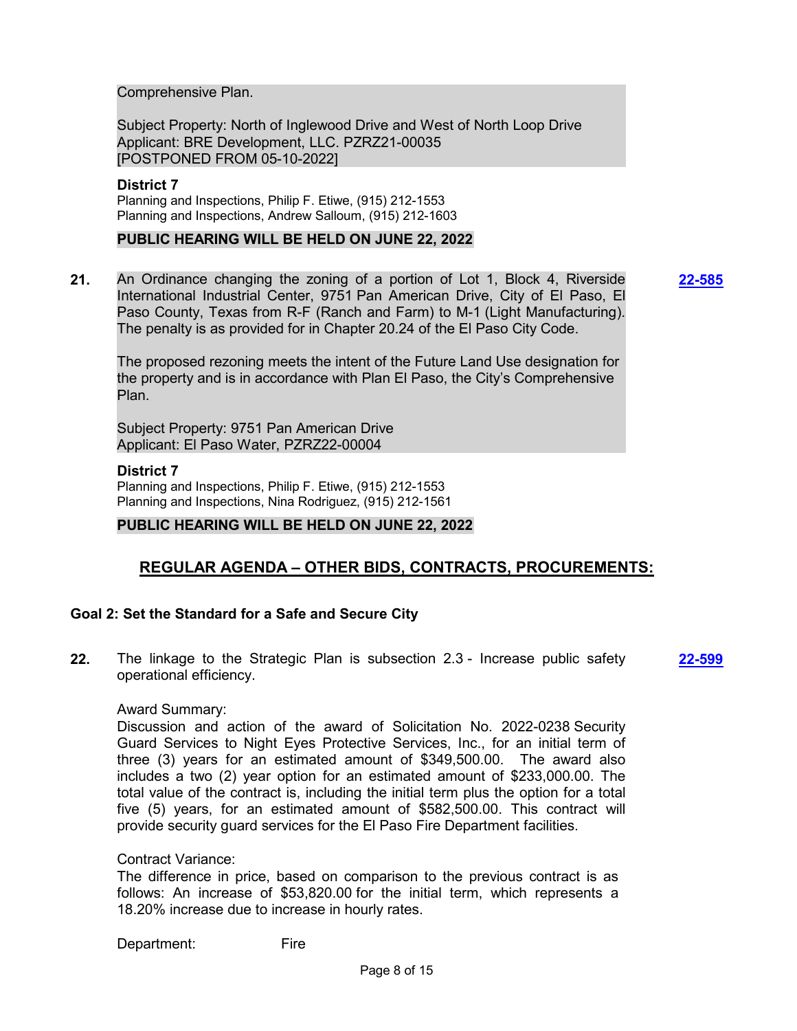Comprehensive Plan.

Subject Property: North of Inglewood Drive and West of North Loop Drive
Applicant: BRE Development, LLC. PZRZ21-00035
[POSTPONED FROM 05-10-2022]

**District 7**
Planning and Inspections, Philip F. Etiwe, (915) 212-1553
Planning and Inspections, Andrew Salloum, (915) 212-1603

**PUBLIC HEARING WILL BE HELD ON JUNE 22, 2022**

**21.** An Ordinance changing the zoning of a portion of Lot 1, Block 4, Riverside International Industrial Center, 9751 Pan American Drive, City of El Paso, El Paso County, Texas from R-F (Ranch and Farm) to M-1 (Light Manufacturing). The penalty is as provided for in Chapter 20.24 of the El Paso City Code. **22-585**

The proposed rezoning meets the intent of the Future Land Use designation for the property and is in accordance with Plan El Paso, the City's Comprehensive Plan.

Subject Property: 9751 Pan American Drive
Applicant: El Paso Water, PZRZ22-00004

**District 7**
Planning and Inspections, Philip F. Etiwe, (915) 212-1553
Planning and Inspections, Nina Rodriguez, (915) 212-1561

**PUBLIC HEARING WILL BE HELD ON JUNE 22, 2022**

## REGULAR AGENDA – OTHER BIDS, CONTRACTS, PROCUREMENTS:

### Goal 2: Set the Standard for a Safe and Secure City

**22.** The linkage to the Strategic Plan is subsection 2.3 - Increase public safety operational efficiency. **22-599**

Award Summary:
Discussion and action of the award of Solicitation No. 2022-0238 Security Guard Services to Night Eyes Protective Services, Inc., for an initial term of three (3) years for an estimated amount of $349,500.00. The award also includes a two (2) year option for an estimated amount of $233,000.00. The total value of the contract is, including the initial term plus the option for a total five (5) years, for an estimated amount of $582,500.00. This contract will provide security guard services for the El Paso Fire Department facilities.

Contract Variance:
The difference in price, based on comparison to the previous contract is as follows: An increase of $53,820.00 for the initial term, which represents a 18.20% increase due to increase in hourly rates.

Department: Fire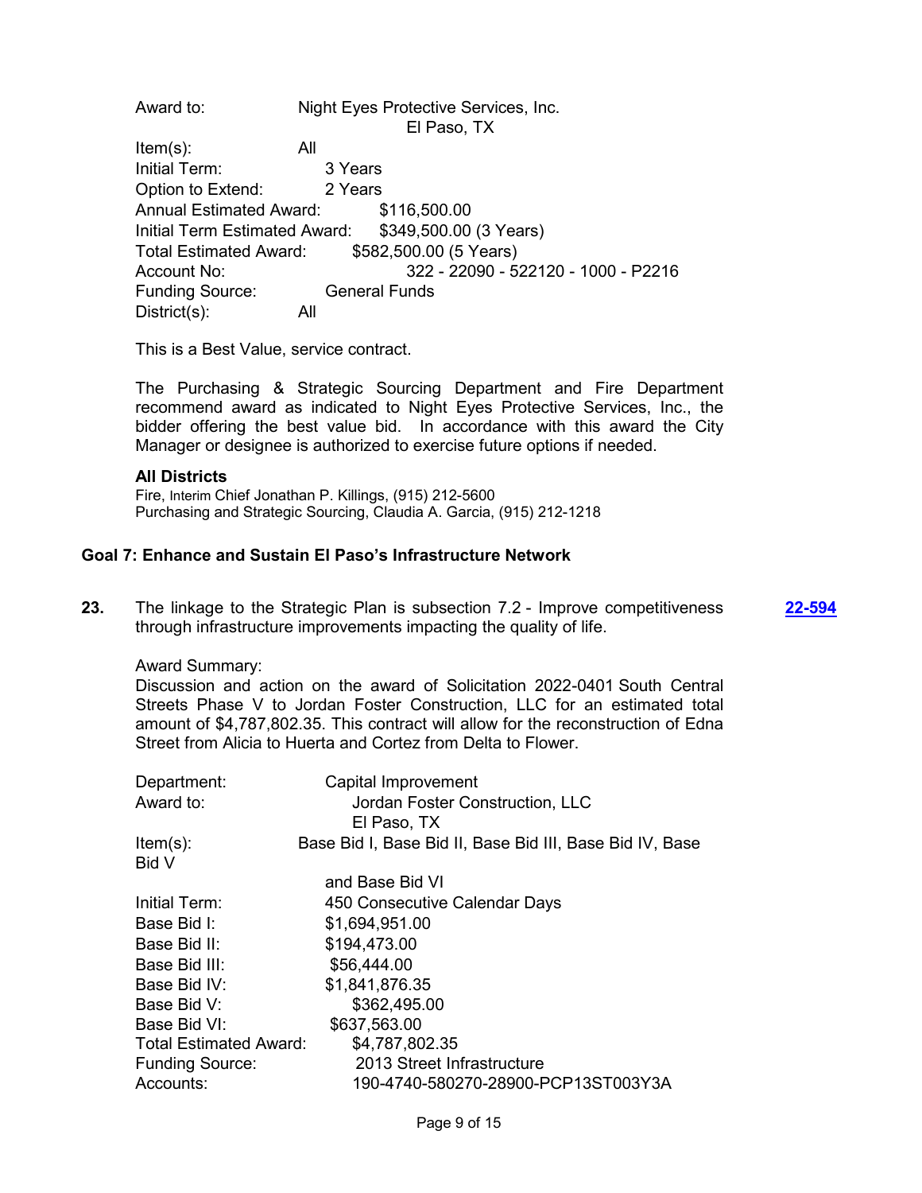Award to: Night Eyes Protective Services, Inc.
El Paso, TX

Item(s): All
Initial Term: 3 Years
Option to Extend: 2 Years
Annual Estimated Award: $116,500.00
Initial Term Estimated Award: $349,500.00 (3 Years)
Total Estimated Award: $582,500.00 (5 Years)
Account No: 322 - 22090 - 522120 - 1000 - P2216
Funding Source: General Funds
District(s): All

This is a Best Value, service contract.

The Purchasing & Strategic Sourcing Department and Fire Department recommend award as indicated to Night Eyes Protective Services, Inc., the bidder offering the best value bid. In accordance with this award the City Manager or designee is authorized to exercise future options if needed.

**All Districts**
Fire, Interim Chief Jonathan P. Killings, (915) 212-5600
Purchasing and Strategic Sourcing, Claudia A. Garcia, (915) 212-1218

### Goal 7: Enhance and Sustain El Paso's Infrastructure Network

**23.** The linkage to the Strategic Plan is subsection 7.2 - Improve competitiveness through infrastructure improvements impacting the quality of life. **22-594**

Award Summary:
Discussion and action on the award of Solicitation 2022-0401 South Central Streets Phase V to Jordan Foster Construction, LLC for an estimated total amount of $4,787,802.35. This contract will allow for the reconstruction of Edna Street from Alicia to Huerta and Cortez from Delta to Flower.

Department: Capital Improvement
Award to: Jordan Foster Construction, LLC
El Paso, TX
Item(s): Base Bid I, Base Bid II, Base Bid III, Base Bid IV, Base Bid V and Base Bid VI
Initial Term: 450 Consecutive Calendar Days
Base Bid I: $1,694,951.00
Base Bid II: $194,473.00
Base Bid III: $56,444.00
Base Bid IV: $1,841,876.35
Base Bid V: $362,495.00
Base Bid VI: $637,563.00
Total Estimated Award: $4,787,802.35
Funding Source: 2013 Street Infrastructure
Accounts: 190-4740-580270-28900-PCP13ST003Y3A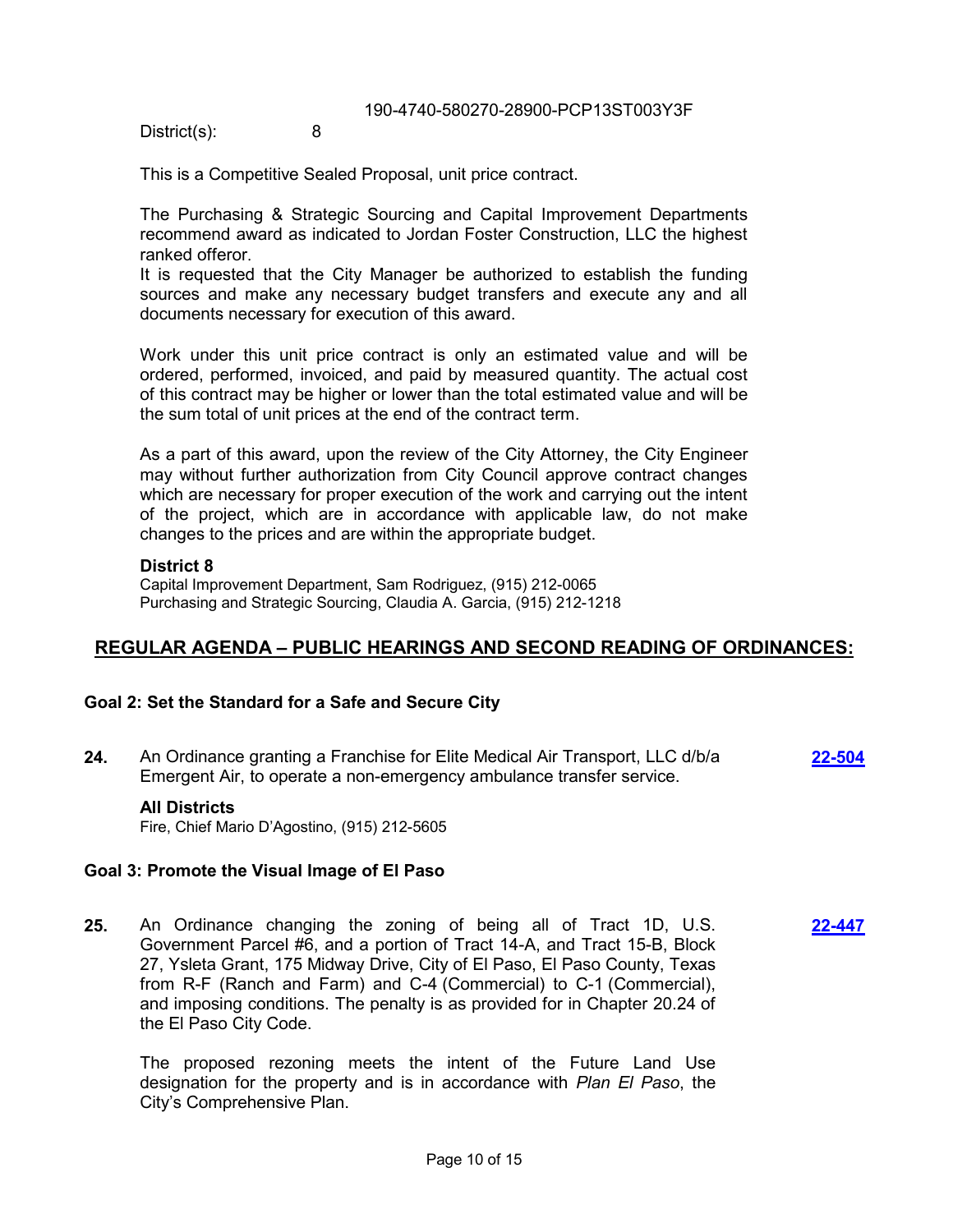190-4740-580270-28900-PCP13ST003Y3F

District(s): 8

This is a Competitive Sealed Proposal, unit price contract.

The Purchasing & Strategic Sourcing and Capital Improvement Departments recommend award as indicated to Jordan Foster Construction, LLC the highest ranked offeror.
It is requested that the City Manager be authorized to establish the funding sources and make any necessary budget transfers and execute any and all documents necessary for execution of this award.

Work under this unit price contract is only an estimated value and will be ordered, performed, invoiced, and paid by measured quantity. The actual cost of this contract may be higher or lower than the total estimated value and will be the sum total of unit prices at the end of the contract term.

As a part of this award, upon the review of the City Attorney, the City Engineer may without further authorization from City Council approve contract changes which are necessary for proper execution of the work and carrying out the intent of the project, which are in accordance with applicable law, do not make changes to the prices and are within the appropriate budget.

**District 8**
Capital Improvement Department, Sam Rodriguez, (915) 212-0065
Purchasing and Strategic Sourcing, Claudia A. Garcia, (915) 212-1218

## REGULAR AGENDA – PUBLIC HEARINGS AND SECOND READING OF ORDINANCES:

### Goal 2: Set the Standard for a Safe and Secure City

**24.** An Ordinance granting a Franchise for Elite Medical Air Transport, LLC d/b/a Emergent Air, to operate a non-emergency ambulance transfer service. **22-504**

**All Districts**
Fire, Chief Mario D'Agostino, (915) 212-5605

### Goal 3: Promote the Visual Image of El Paso

**25.** An Ordinance changing the zoning of being all of Tract 1D, U.S. Government Parcel #6, and a portion of Tract 14-A, and Tract 15-B, Block 27, Ysleta Grant, 175 Midway Drive, City of El Paso, El Paso County, Texas from R-F (Ranch and Farm) and C-4 (Commercial) to C-1 (Commercial), and imposing conditions. The penalty is as provided for in Chapter 20.24 of the El Paso City Code. **22-447**

The proposed rezoning meets the intent of the Future Land Use designation for the property and is in accordance with *Plan El Paso*, the City's Comprehensive Plan.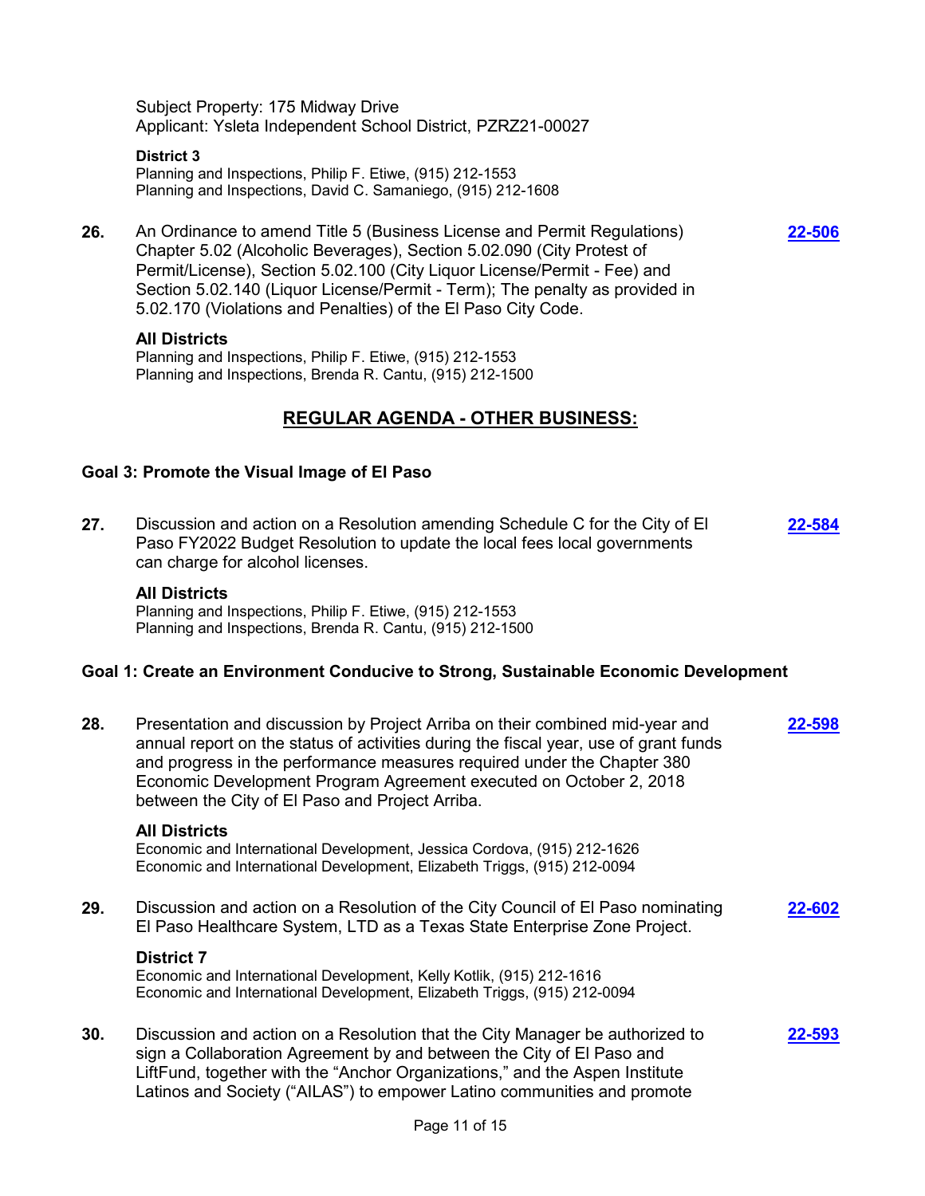Subject Property: 175 Midway Drive
Applicant: Ysleta Independent School District, PZRZ21-00027

**District 3**
Planning and Inspections, Philip F. Etiwe, (915) 212-1553
Planning and Inspections, David C. Samaniego, (915) 212-1608

**26.** An Ordinance to amend Title 5 (Business License and Permit Regulations) Chapter 5.02 (Alcoholic Beverages), Section 5.02.090 (City Protest of Permit/License), Section 5.02.100 (City Liquor License/Permit - Fee) and Section 5.02.140 (Liquor License/Permit - Term); The penalty as provided in 5.02.170 (Violations and Penalties) of the El Paso City Code. **22-506**

**All Districts**
Planning and Inspections, Philip F. Etiwe, (915) 212-1553
Planning and Inspections, Brenda R. Cantu, (915) 212-1500

## REGULAR AGENDA - OTHER BUSINESS:

### Goal 3: Promote the Visual Image of El Paso

**27.** Discussion and action on a Resolution amending Schedule C for the City of El Paso FY2022 Budget Resolution to update the local fees local governments can charge for alcohol licenses. **22-584**

**All Districts**
Planning and Inspections, Philip F. Etiwe, (915) 212-1553
Planning and Inspections, Brenda R. Cantu, (915) 212-1500

### Goal 1: Create an Environment Conducive to Strong, Sustainable Economic Development

**28.** Presentation and discussion by Project Arriba on their combined mid-year and annual report on the status of activities during the fiscal year, use of grant funds and progress in the performance measures required under the Chapter 380 Economic Development Program Agreement executed on October 2, 2018 between the City of El Paso and Project Arriba. **22-598**

**All Districts**
Economic and International Development, Jessica Cordova, (915) 212-1626
Economic and International Development, Elizabeth Triggs, (915) 212-0094

**29.** Discussion and action on a Resolution of the City Council of El Paso nominating El Paso Healthcare System, LTD as a Texas State Enterprise Zone Project. **22-602**

**District 7**
Economic and International Development, Kelly Kotlik, (915) 212-1616
Economic and International Development, Elizabeth Triggs, (915) 212-0094

**30.** Discussion and action on a Resolution that the City Manager be authorized to sign a Collaboration Agreement by and between the City of El Paso and LiftFund, together with the "Anchor Organizations," and the Aspen Institute Latinos and Society ("AILAS") to empower Latino communities and promote **22-593**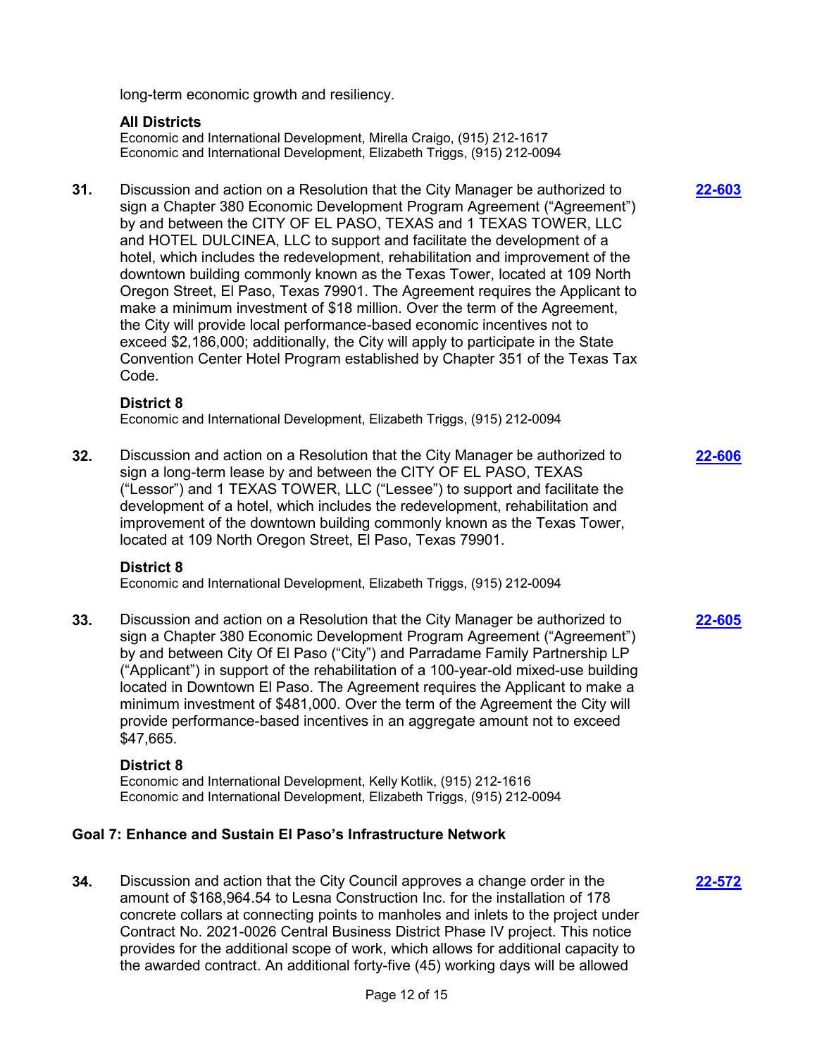long-term economic growth and resiliency.

**All Districts**

Economic and International Development, Mirella Craigo, (915) 212-1617
Economic and International Development, Elizabeth Triggs, (915) 212-0094

**31.** Discussion and action on a Resolution that the City Manager be authorized to sign a Chapter 380 Economic Development Program Agreement ("Agreement") by and between the CITY OF EL PASO, TEXAS and 1 TEXAS TOWER, LLC and HOTEL DULCINEA, LLC to support and facilitate the development of a hotel, which includes the redevelopment, rehabilitation and improvement of the downtown building commonly known as the Texas Tower, located at 109 North Oregon Street, El Paso, Texas 79901. The Agreement requires the Applicant to make a minimum investment of $18 million. Over the term of the Agreement, the City will provide local performance-based economic incentives not to exceed $2,186,000; additionally, the City will apply to participate in the State Convention Center Hotel Program established by Chapter 351 of the Texas Tax Code. **22-603**

**District 8**

Economic and International Development, Elizabeth Triggs, (915) 212-0094

**32.** Discussion and action on a Resolution that the City Manager be authorized to sign a long-term lease by and between the CITY OF EL PASO, TEXAS ("Lessor") and 1 TEXAS TOWER, LLC ("Lessee") to support and facilitate the development of a hotel, which includes the redevelopment, rehabilitation and improvement of the downtown building commonly known as the Texas Tower, located at 109 North Oregon Street, El Paso, Texas 79901. **22-606**

**District 8**

Economic and International Development, Elizabeth Triggs, (915) 212-0094

**33.** Discussion and action on a Resolution that the City Manager be authorized to sign a Chapter 380 Economic Development Program Agreement ("Agreement") by and between City Of El Paso ("City") and Parradame Family Partnership LP ("Applicant") in support of the rehabilitation of a 100-year-old mixed-use building located in Downtown El Paso. The Agreement requires the Applicant to make a minimum investment of $481,000. Over the term of the Agreement the City will provide performance-based incentives in an aggregate amount not to exceed $47,665. **22-605**

**District 8**

Economic and International Development, Kelly Kotlik, (915) 212-1616
Economic and International Development, Elizabeth Triggs, (915) 212-0094

### Goal 7: Enhance and Sustain El Paso's Infrastructure Network

**34.** Discussion and action that the City Council approves a change order in the amount of $168,964.54 to Lesna Construction Inc. for the installation of 178 concrete collars at connecting points to manholes and inlets to the project under Contract No. 2021-0026 Central Business District Phase IV project. This notice provides for the additional scope of work, which allows for additional capacity to the awarded contract. An additional forty-five (45) working days will be allowed **22-572**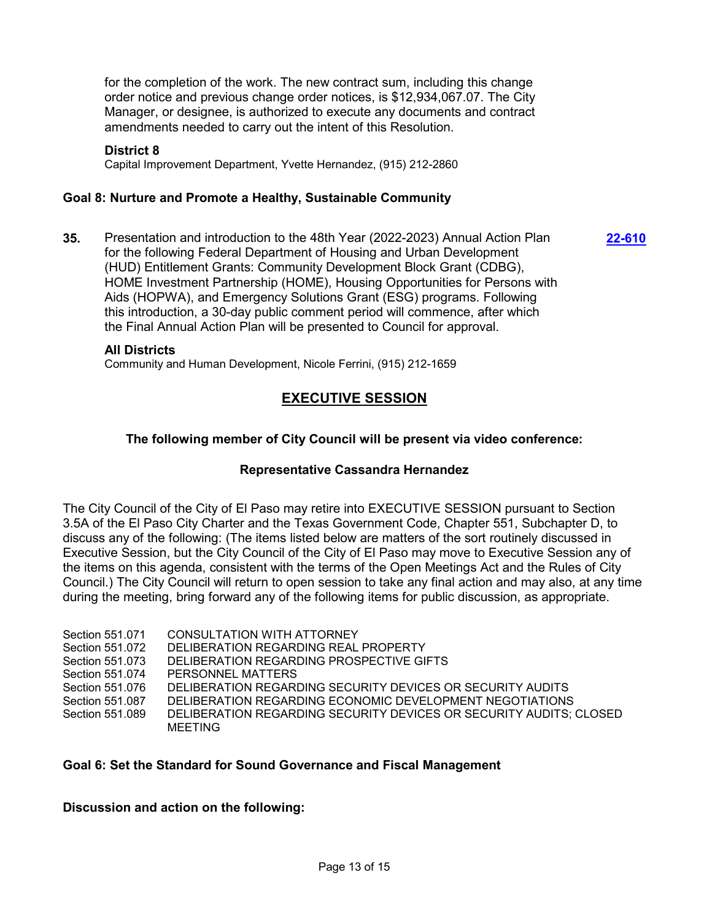for the completion of the work. The new contract sum, including this change order notice and previous change order notices, is $12,934,067.07. The City Manager, or designee, is authorized to execute any documents and contract amendments needed to carry out the intent of this Resolution.

**District 8**

Capital Improvement Department, Yvette Hernandez, (915) 212-2860

**Goal 8: Nurture and Promote a Healthy, Sustainable Community**

**35.** Presentation and introduction to the 48th Year (2022-2023) Annual Action Plan for the following Federal Department of Housing and Urban Development (HUD) Entitlement Grants: Community Development Block Grant (CDBG), HOME Investment Partnership (HOME), Housing Opportunities for Persons with Aids (HOPWA), and Emergency Solutions Grant (ESG) programs. Following this introduction, a 30-day public comment period will commence, after which the Final Annual Action Plan will be presented to Council for approval. **22-610**

**All Districts**

Community and Human Development, Nicole Ferrini, (915) 212-1659

## EXECUTIVE SESSION

**The following member of City Council will be present via video conference:**

**Representative Cassandra Hernandez**

The City Council of the City of El Paso may retire into EXECUTIVE SESSION pursuant to Section 3.5A of the El Paso City Charter and the Texas Government Code, Chapter 551, Subchapter D, to discuss any of the following: (The items listed below are matters of the sort routinely discussed in Executive Session, but the City Council of the City of El Paso may move to Executive Session any of the items on this agenda, consistent with the terms of the Open Meetings Act and the Rules of City Council.) The City Council will return to open session to take any final action and may also, at any time during the meeting, bring forward any of the following items for public discussion, as appropriate.

| | |
|---|---|
| Section 551.071 | CONSULTATION WITH ATTORNEY |
| Section 551.072 | DELIBERATION REGARDING REAL PROPERTY |
| Section 551.073 | DELIBERATION REGARDING PROSPECTIVE GIFTS |
| Section 551.074 | PERSONNEL MATTERS |
| Section 551.076 | DELIBERATION REGARDING SECURITY DEVICES OR SECURITY AUDITS |
| Section 551.087 | DELIBERATION REGARDING ECONOMIC DEVELOPMENT NEGOTIATIONS |
| Section 551.089 | DELIBERATION REGARDING SECURITY DEVICES OR SECURITY AUDITS; CLOSED MEETING |

**Goal 6: Set the Standard for Sound Governance and Fiscal Management**

**Discussion and action on the following:**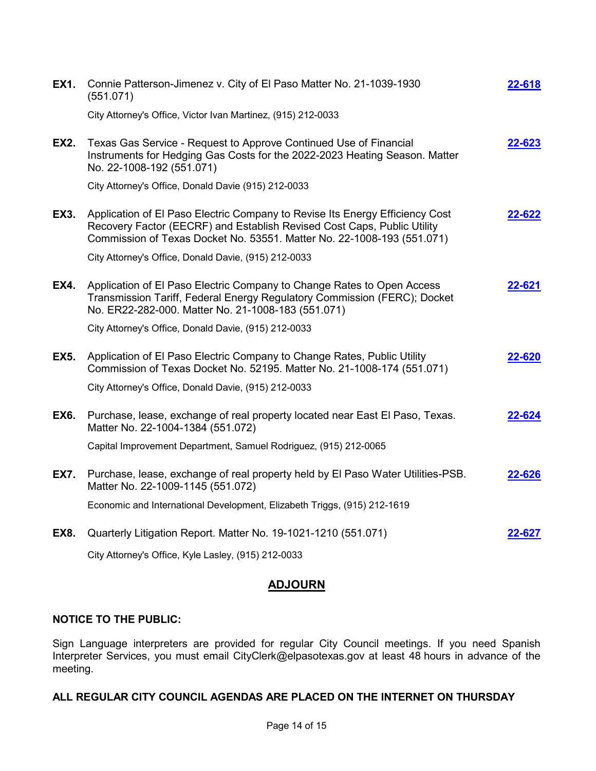**EX1.** Connie Patterson-Jimenez v. City of El Paso Matter No. 21-1039-1930 (551.071) **22-618**

City Attorney's Office, Victor Ivan Martinez, (915) 212-0033

**EX2.** Texas Gas Service - Request to Approve Continued Use of Financial Instruments for Hedging Gas Costs for the 2022-2023 Heating Season. Matter No. 22-1008-192 (551.071) **22-623**

City Attorney's Office, Donald Davie (915) 212-0033

**EX3.** Application of El Paso Electric Company to Revise Its Energy Efficiency Cost Recovery Factor (EECRF) and Establish Revised Cost Caps, Public Utility Commission of Texas Docket No. 53551. Matter No. 22-1008-193 (551.071) **22-622**

City Attorney's Office, Donald Davie, (915) 212-0033

**EX4.** Application of El Paso Electric Company to Change Rates to Open Access Transmission Tariff, Federal Energy Regulatory Commission (FERC); Docket No. ER22-282-000. Matter No. 21-1008-183 (551.071) **22-621**

City Attorney's Office, Donald Davie, (915) 212-0033

**EX5.** Application of El Paso Electric Company to Change Rates, Public Utility Commission of Texas Docket No. 52195. Matter No. 21-1008-174 (551.071) **22-620**

City Attorney's Office, Donald Davie, (915) 212-0033

**EX6.** Purchase, lease, exchange of real property located near East El Paso, Texas. Matter No. 22-1004-1384 (551.072) **22-624**

Capital Improvement Department, Samuel Rodriguez, (915) 212-0065

**EX7.** Purchase, lease, exchange of real property held by El Paso Water Utilities-PSB. Matter No. 22-1009-1145 (551.072) **22-626**

Economic and International Development, Elizabeth Triggs, (915) 212-1619

**EX8.** Quarterly Litigation Report. Matter No. 19-1021-1210 (551.071) **22-627**

City Attorney's Office, Kyle Lasley, (915) 212-0033

## ADJOURN

**NOTICE TO THE PUBLIC:**

Sign Language interpreters are provided for regular City Council meetings. If you need Spanish Interpreter Services, you must email CityClerk@elpasotexas.gov at least 48 hours in advance of the meeting.

**ALL REGULAR CITY COUNCIL AGENDAS ARE PLACED ON THE INTERNET ON THURSDAY**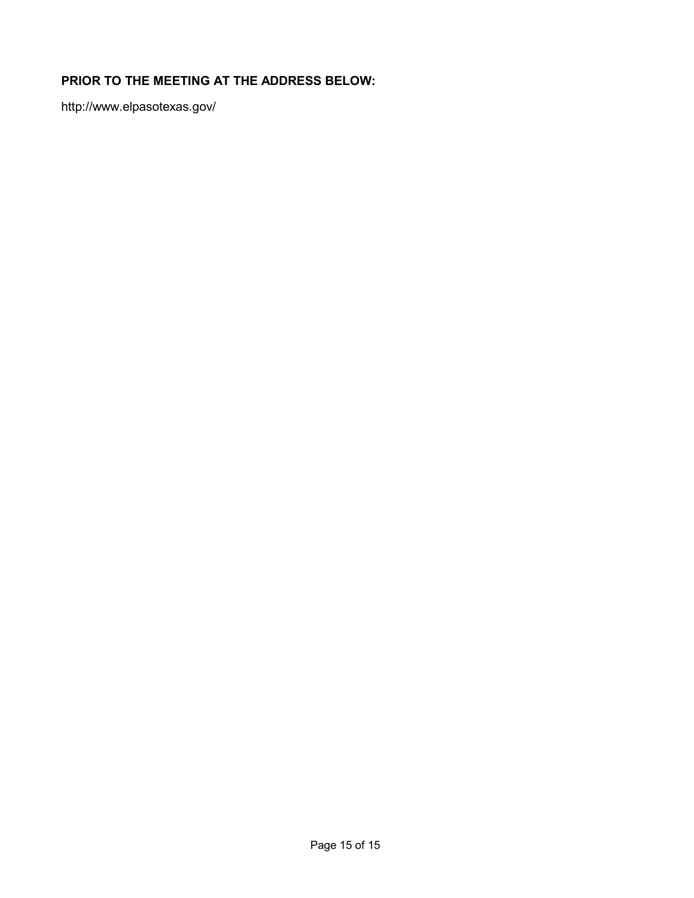**PRIOR TO THE MEETING AT THE ADDRESS BELOW:**

http://www.elpasotexas.gov/